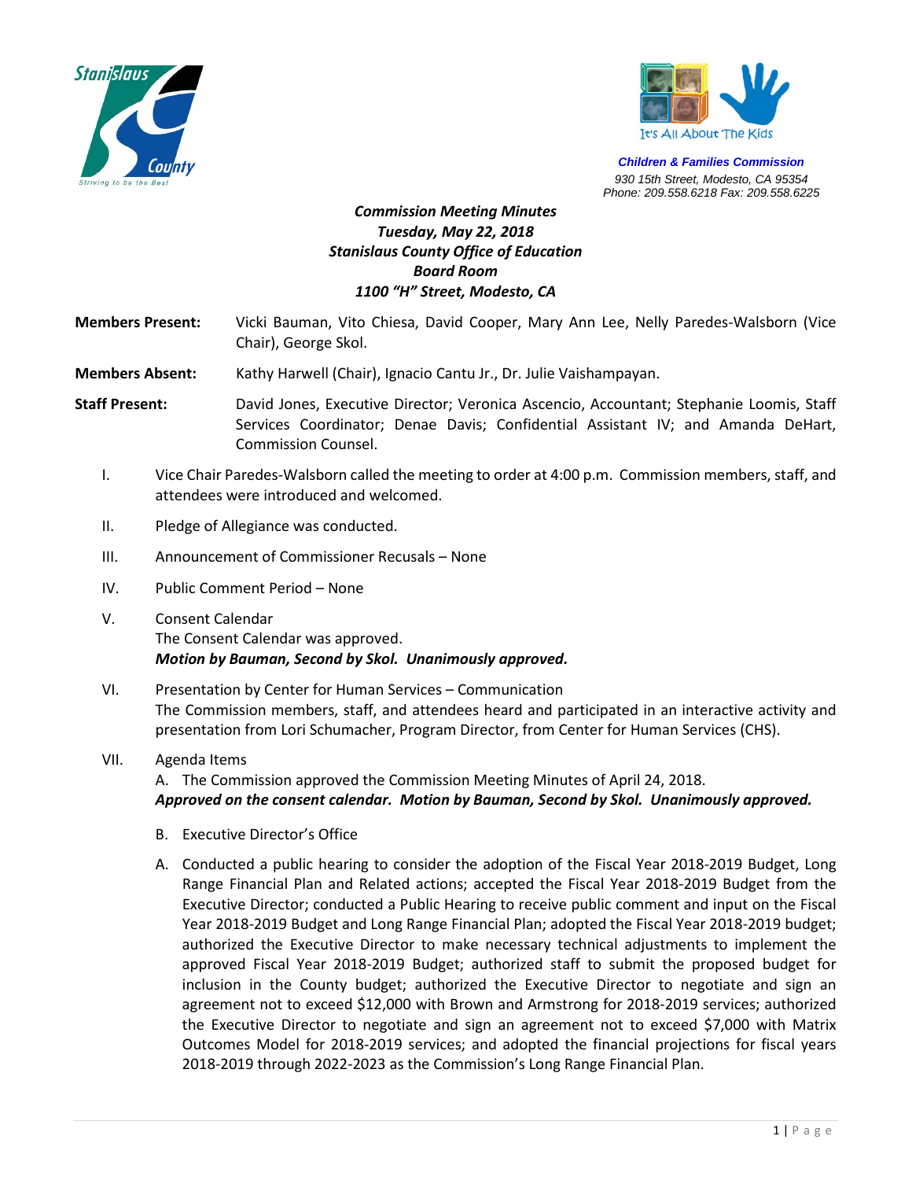**Children & Families Commission**
*930 15th Street, Modesto, CA 95354*
*Phone: 209.558.6218 Fax: 209.558.6225*

***Commission Meeting Minutes***
***Tuesday, May 22, 2018***
***Stanislaus County Office of Education***
***Board Room***
***1100 "H" Street, Modesto, CA***

**Members Present:** Vicki Bauman, Vito Chiesa, David Cooper, Mary Ann Lee, Nelly Paredes-Walsborn (Vice Chair), George Skol.

**Members Absent:** Kathy Harwell (Chair), Ignacio Cantu Jr., Dr. Julie Vaishampayan.

**Staff Present:** David Jones, Executive Director; Veronica Ascencio, Accountant; Stephanie Loomis, Staff Services Coordinator; Denae Davis; Confidential Assistant IV; and Amanda DeHart, Commission Counsel.

I. Vice Chair Paredes-Walsborn called the meeting to order at 4:00 p.m. Commission members, staff, and attendees were introduced and welcomed.

II. Pledge of Allegiance was conducted.

III. Announcement of Commissioner Recusals – None

IV. Public Comment Period – None

V. Consent Calendar
The Consent Calendar was approved.
***Motion by Bauman, Second by Skol. Unanimously approved.***

VI. Presentation by Center for Human Services – Communication
The Commission members, staff, and attendees heard and participated in an interactive activity and presentation from Lori Schumacher, Program Director, from Center for Human Services (CHS).

VII. Agenda Items
A. The Commission approved the Commission Meeting Minutes of April 24, 2018.
***Approved on the consent calendar. Motion by Bauman, Second by Skol. Unanimously approved.***

B. Executive Director's Office

A. Conducted a public hearing to consider the adoption of the Fiscal Year 2018-2019 Budget, Long Range Financial Plan and Related actions; accepted the Fiscal Year 2018-2019 Budget from the Executive Director; conducted a Public Hearing to receive public comment and input on the Fiscal Year 2018-2019 Budget and Long Range Financial Plan; adopted the Fiscal Year 2018-2019 budget; authorized the Executive Director to make necessary technical adjustments to implement the approved Fiscal Year 2018-2019 Budget; authorized staff to submit the proposed budget for inclusion in the County budget; authorized the Executive Director to negotiate and sign an agreement not to exceed $12,000 with Brown and Armstrong for 2018-2019 services; authorized the Executive Director to negotiate and sign an agreement not to exceed $7,000 with Matrix Outcomes Model for 2018-2019 services; and adopted the financial projections for fiscal years 2018-2019 through 2022-2023 as the Commission's Long Range Financial Plan.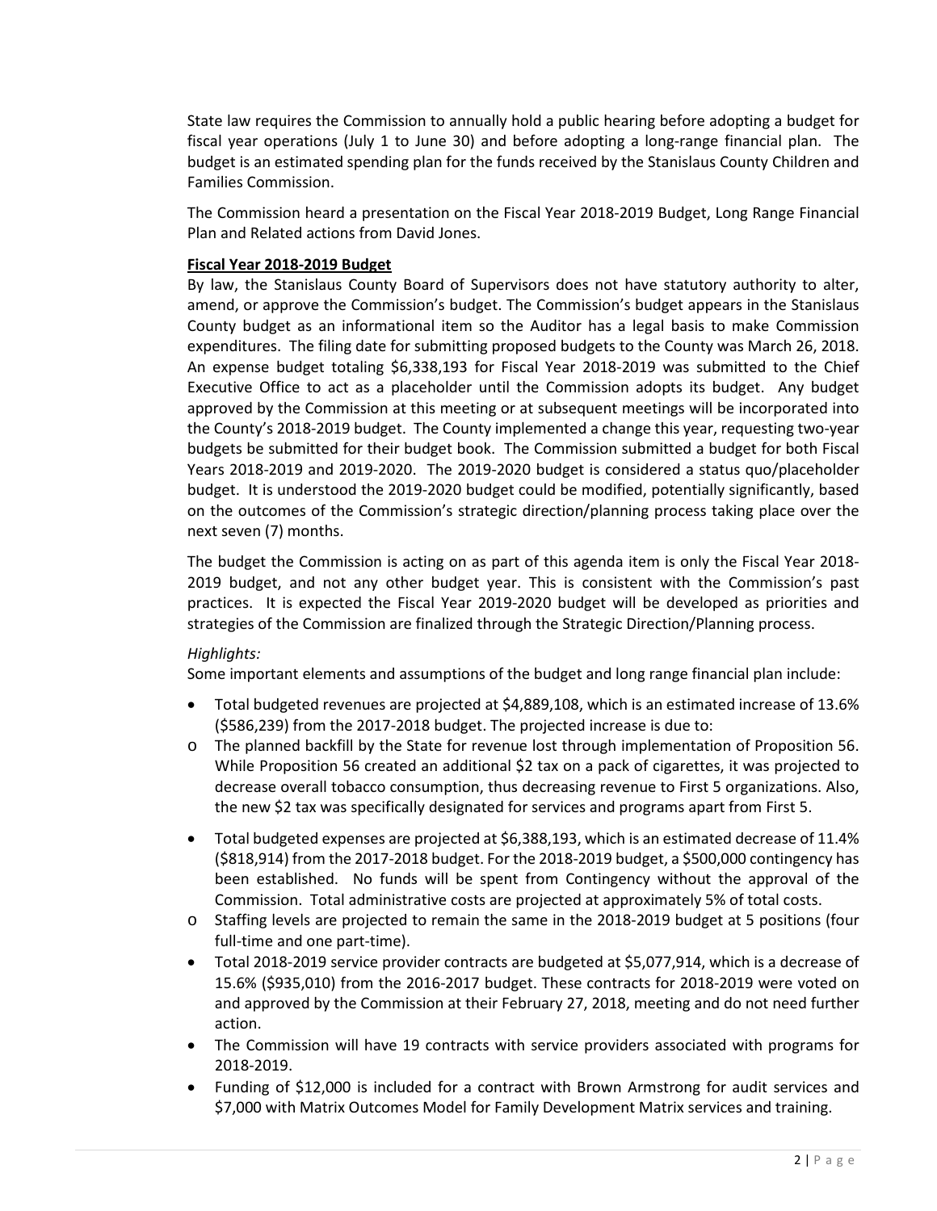State law requires the Commission to annually hold a public hearing before adopting a budget for fiscal year operations (July 1 to June 30) and before adopting a long-range financial plan. The budget is an estimated spending plan for the funds received by the Stanislaus County Children and Families Commission.

The Commission heard a presentation on the Fiscal Year 2018-2019 Budget, Long Range Financial Plan and Related actions from David Jones.

**Fiscal Year 2018-2019 Budget**

By law, the Stanislaus County Board of Supervisors does not have statutory authority to alter, amend, or approve the Commission's budget. The Commission's budget appears in the Stanislaus County budget as an informational item so the Auditor has a legal basis to make Commission expenditures. The filing date for submitting proposed budgets to the County was March 26, 2018. An expense budget totaling $6,338,193 for Fiscal Year 2018-2019 was submitted to the Chief Executive Office to act as a placeholder until the Commission adopts its budget. Any budget approved by the Commission at this meeting or at subsequent meetings will be incorporated into the County's 2018-2019 budget. The County implemented a change this year, requesting two-year budgets be submitted for their budget book. The Commission submitted a budget for both Fiscal Years 2018-2019 and 2019-2020. The 2019-2020 budget is considered a status quo/placeholder budget. It is understood the 2019-2020 budget could be modified, potentially significantly, based on the outcomes of the Commission's strategic direction/planning process taking place over the next seven (7) months.

The budget the Commission is acting on as part of this agenda item is only the Fiscal Year 2018-2019 budget, and not any other budget year. This is consistent with the Commission's past practices. It is expected the Fiscal Year 2019-2020 budget will be developed as priorities and strategies of the Commission are finalized through the Strategic Direction/Planning process.

*Highlights:*

Some important elements and assumptions of the budget and long range financial plan include:

- Total budgeted revenues are projected at $4,889,108, which is an estimated increase of 13.6% ($586,239) from the 2017-2018 budget. The projected increase is due to:
    - The planned backfill by the State for revenue lost through implementation of Proposition 56. While Proposition 56 created an additional $2 tax on a pack of cigarettes, it was projected to decrease overall tobacco consumption, thus decreasing revenue to First 5 organizations. Also, the new $2 tax was specifically designated for services and programs apart from First 5.
- Total budgeted expenses are projected at $6,388,193, which is an estimated decrease of 11.4% ($818,914) from the 2017-2018 budget. For the 2018-2019 budget, a $500,000 contingency has been established. No funds will be spent from Contingency without the approval of the Commission. Total administrative costs are projected at approximately 5% of total costs.
    - Staffing levels are projected to remain the same in the 2018-2019 budget at 5 positions (four full-time and one part-time).
- Total 2018-2019 service provider contracts are budgeted at $5,077,914, which is a decrease of 15.6% ($935,010) from the 2016-2017 budget. These contracts for 2018-2019 were voted on and approved by the Commission at their February 27, 2018, meeting and do not need further action.
- The Commission will have 19 contracts with service providers associated with programs for 2018-2019.
- Funding of $12,000 is included for a contract with Brown Armstrong for audit services and $7,000 with Matrix Outcomes Model for Family Development Matrix services and training.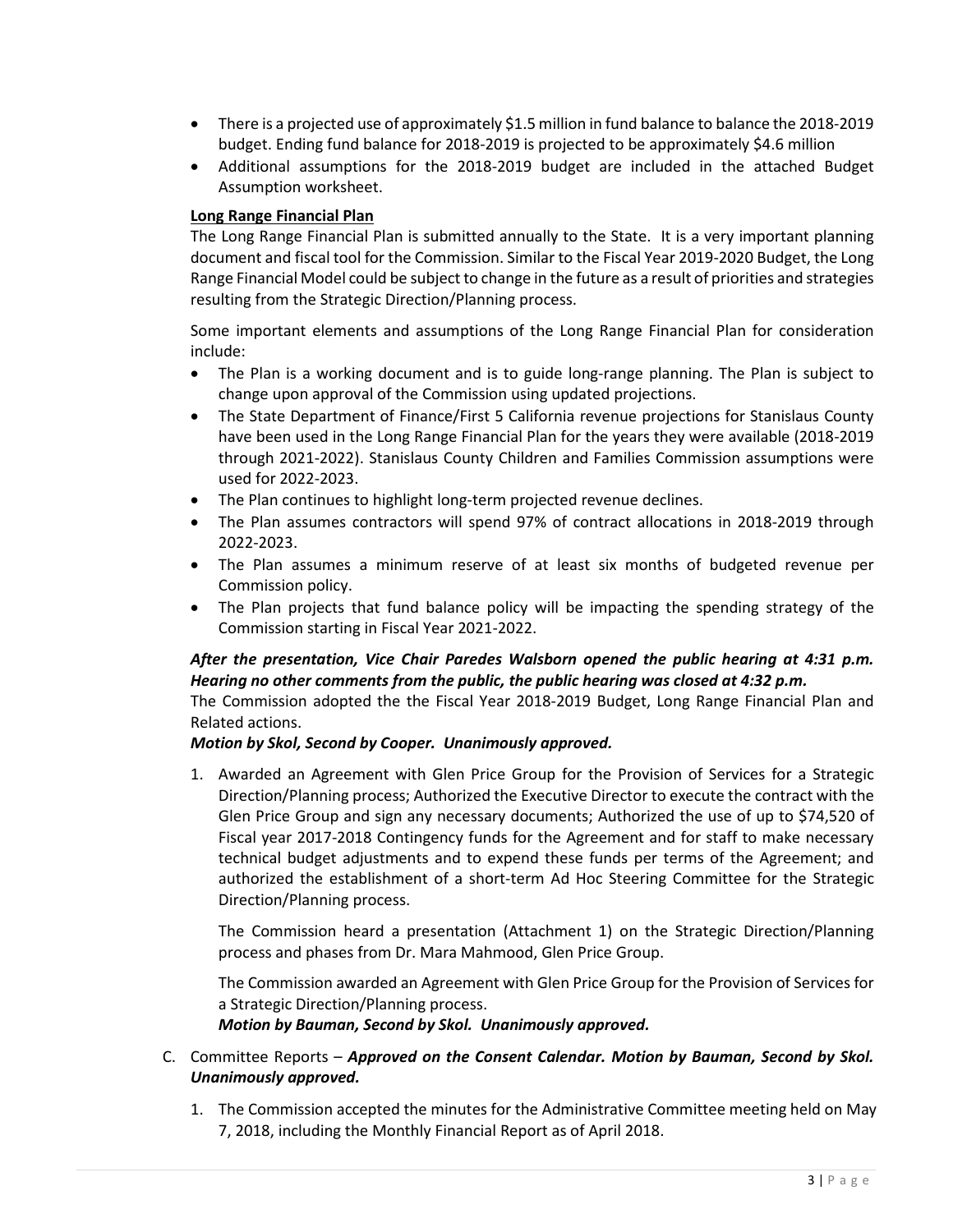- There is a projected use of approximately $1.5 million in fund balance to balance the 2018-2019 budget. Ending fund balance for 2018-2019 is projected to be approximately $4.6 million
- Additional assumptions for the 2018-2019 budget are included in the attached Budget Assumption worksheet.

**Long Range Financial Plan**

The Long Range Financial Plan is submitted annually to the State. It is a very important planning document and fiscal tool for the Commission. Similar to the Fiscal Year 2019-2020 Budget, the Long Range Financial Model could be subject to change in the future as a result of priorities and strategies resulting from the Strategic Direction/Planning process.

Some important elements and assumptions of the Long Range Financial Plan for consideration include:

- The Plan is a working document and is to guide long-range planning. The Plan is subject to change upon approval of the Commission using updated projections.
- The State Department of Finance/First 5 California revenue projections for Stanislaus County have been used in the Long Range Financial Plan for the years they were available (2018-2019 through 2021-2022). Stanislaus County Children and Families Commission assumptions were used for 2022-2023.
- The Plan continues to highlight long-term projected revenue declines.
- The Plan assumes contractors will spend 97% of contract allocations in 2018-2019 through 2022-2023.
- The Plan assumes a minimum reserve of at least six months of budgeted revenue per Commission policy.
- The Plan projects that fund balance policy will be impacting the spending strategy of the Commission starting in Fiscal Year 2021-2022.

***After the presentation, Vice Chair Paredes Walsborn opened the public hearing at 4:31 p.m. Hearing no other comments from the public, the public hearing was closed at 4:32 p.m.***

The Commission adopted the the Fiscal Year 2018-2019 Budget, Long Range Financial Plan and Related actions.

***Motion by Skol, Second by Cooper. Unanimously approved.***

1. Awarded an Agreement with Glen Price Group for the Provision of Services for a Strategic Direction/Planning process; Authorized the Executive Director to execute the contract with the Glen Price Group and sign any necessary documents; Authorized the use of up to $74,520 of Fiscal year 2017-2018 Contingency funds for the Agreement and for staff to make necessary technical budget adjustments and to expend these funds per terms of the Agreement; and authorized the establishment of a short-term Ad Hoc Steering Committee for the Strategic Direction/Planning process.

   The Commission heard a presentation (Attachment 1) on the Strategic Direction/Planning process and phases from Dr. Mara Mahmood, Glen Price Group.

   The Commission awarded an Agreement with Glen Price Group for the Provision of Services for a Strategic Direction/Planning process.
   ***Motion by Bauman, Second by Skol. Unanimously approved.***

C. Committee Reports – ***Approved on the Consent Calendar. Motion by Bauman, Second by Skol. Unanimously approved.***

   1. The Commission accepted the minutes for the Administrative Committee meeting held on May 7, 2018, including the Monthly Financial Report as of April 2018.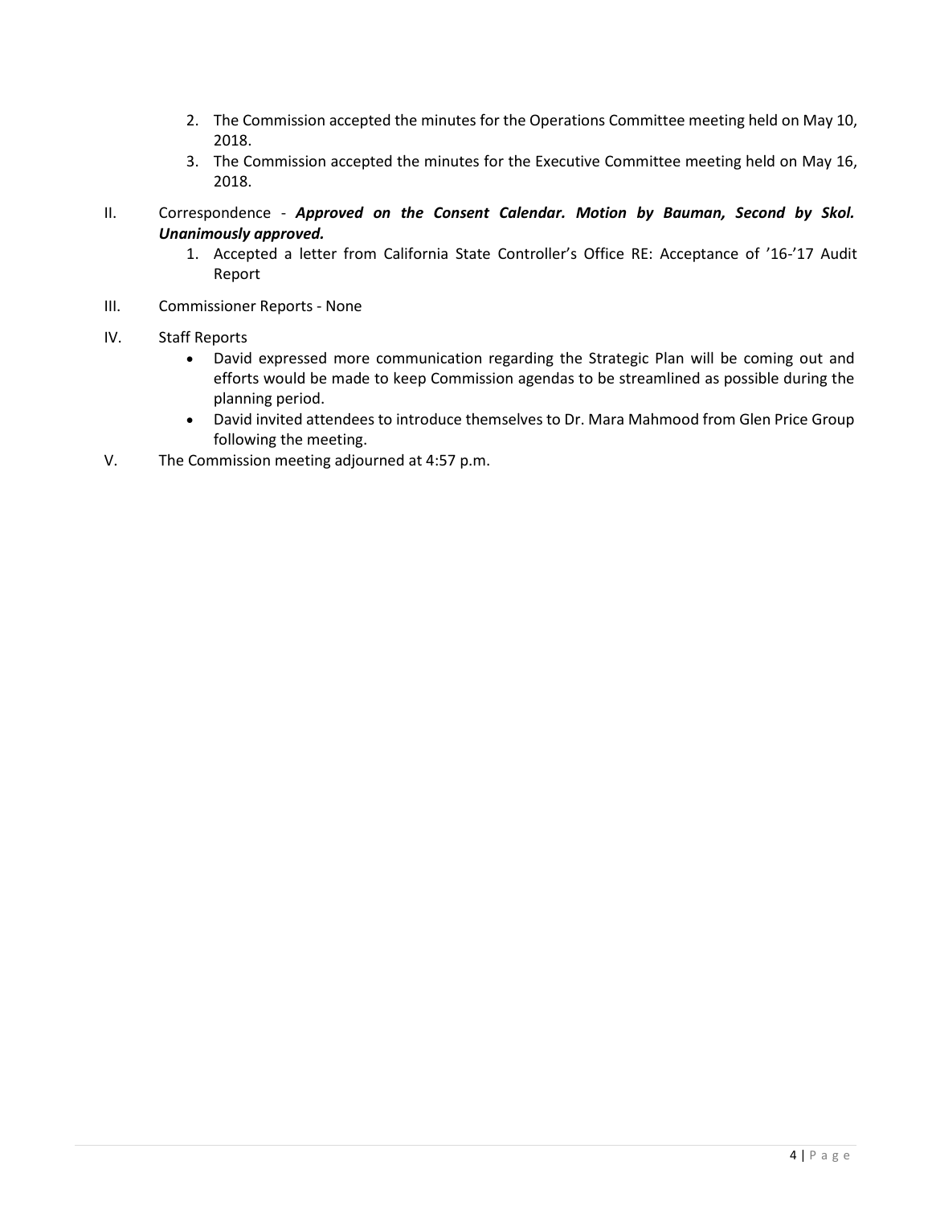2. The Commission accepted the minutes for the Operations Committee meeting held on May 10, 2018.
3. The Commission accepted the minutes for the Executive Committee meeting held on May 16, 2018.

II. Correspondence - ***Approved on the Consent Calendar. Motion by Bauman, Second by Skol. Unanimously approved.***

1. Accepted a letter from California State Controller's Office RE: Acceptance of '16-'17 Audit Report

III. Commissioner Reports - None

IV. Staff Reports

- David expressed more communication regarding the Strategic Plan will be coming out and efforts would be made to keep Commission agendas to be streamlined as possible during the planning period.
- David invited attendees to introduce themselves to Dr. Mara Mahmood from Glen Price Group following the meeting.

V. The Commission meeting adjourned at 4:57 p.m.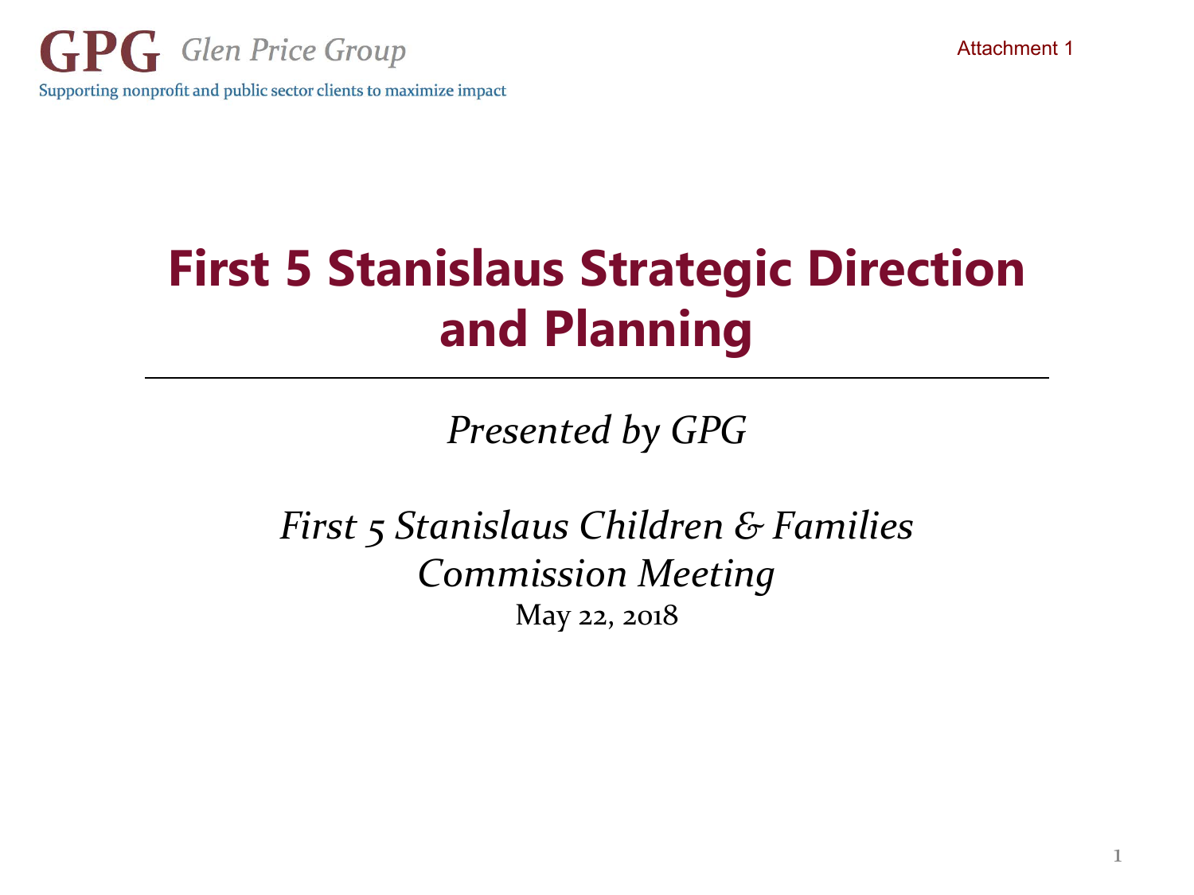GPG Glen Price Group

Supporting nonprofit and public sector clients to maximize impact

Attachment 1

# First 5 Stanislaus Strategic Direction and Planning

---

*Presented by GPG*

*First 5 Stanislaus Children & Families Commission Meeting*

May 22, 2018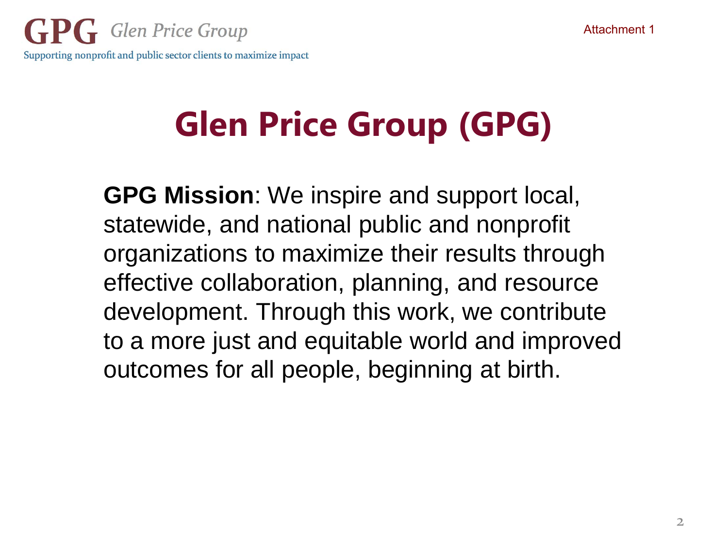GPG Glen Price Group

Supporting nonprofit and public sector clients to maximize impact

Attachment 1

# Glen Price Group (GPG)

**GPG Mission**: We inspire and support local, statewide, and national public and nonprofit organizations to maximize their results through effective collaboration, planning, and resource development. Through this work, we contribute to a more just and equitable world and improved outcomes for all people, beginning at birth.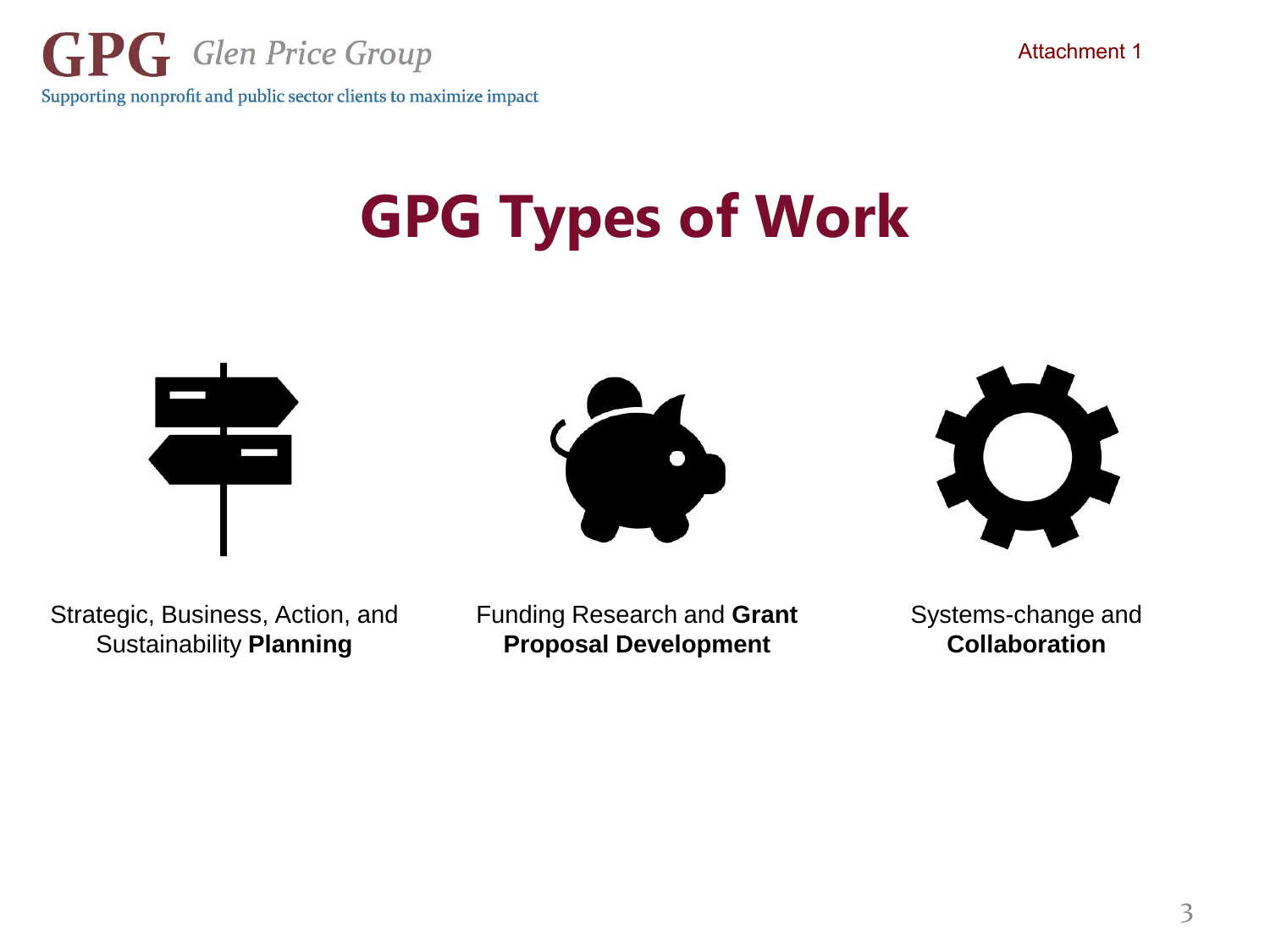GPG Glen Price Group

Supporting nonprofit and public sector clients to maximize impact

Attachment 1

# GPG Types of Work

Strategic, Business, Action, and Sustainability **Planning**

Funding Research and **Grant Proposal Development**

Systems-change and **Collaboration**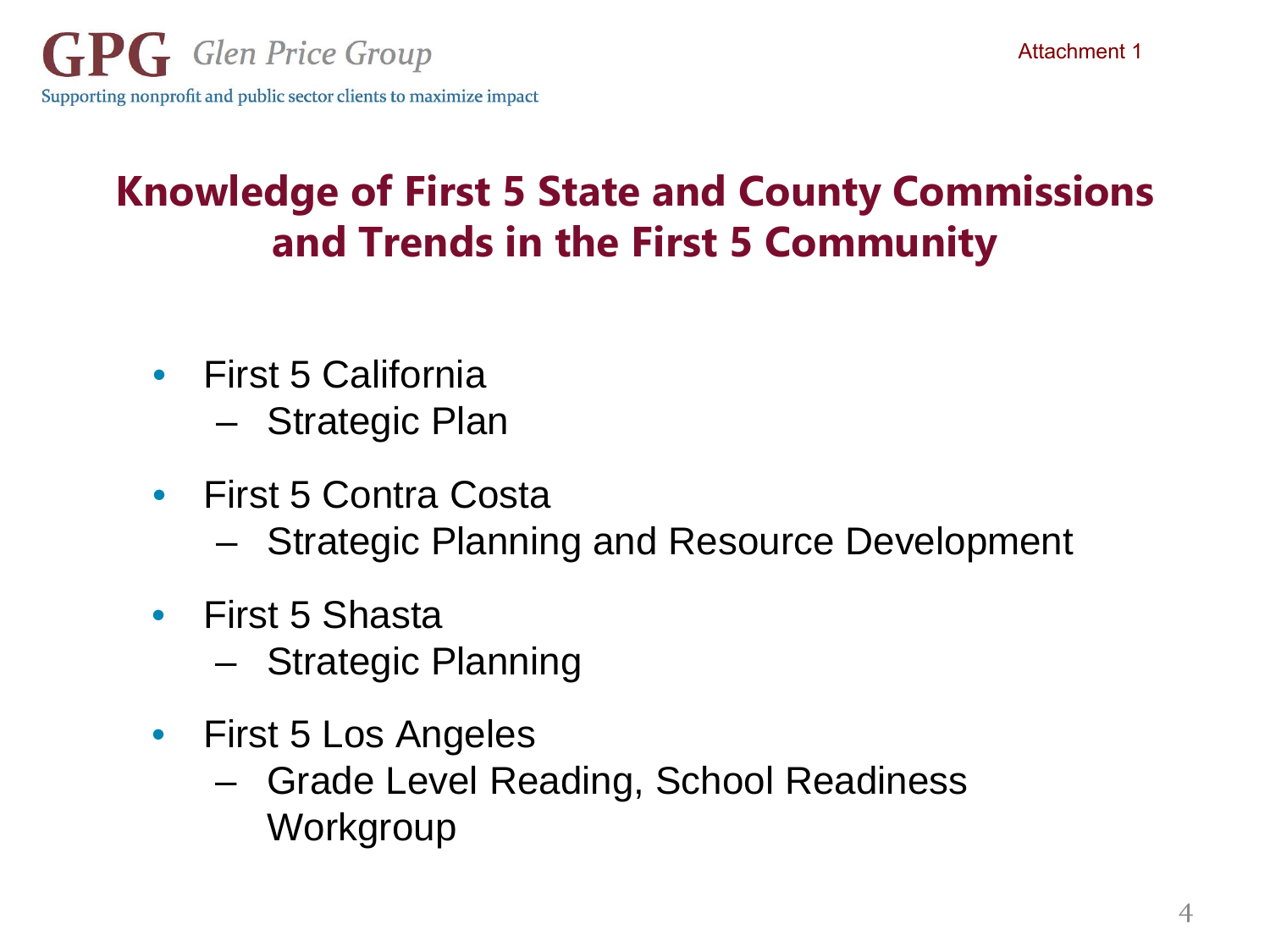# Knowledge of First 5 State and County Commissions and Trends in the First 5 Community

- First 5 California
  - Strategic Plan
- First 5 Contra Costa
  - Strategic Planning and Resource Development
- First 5 Shasta
  - Strategic Planning
- First 5 Los Angeles
  - Grade Level Reading, School Readiness Workgroup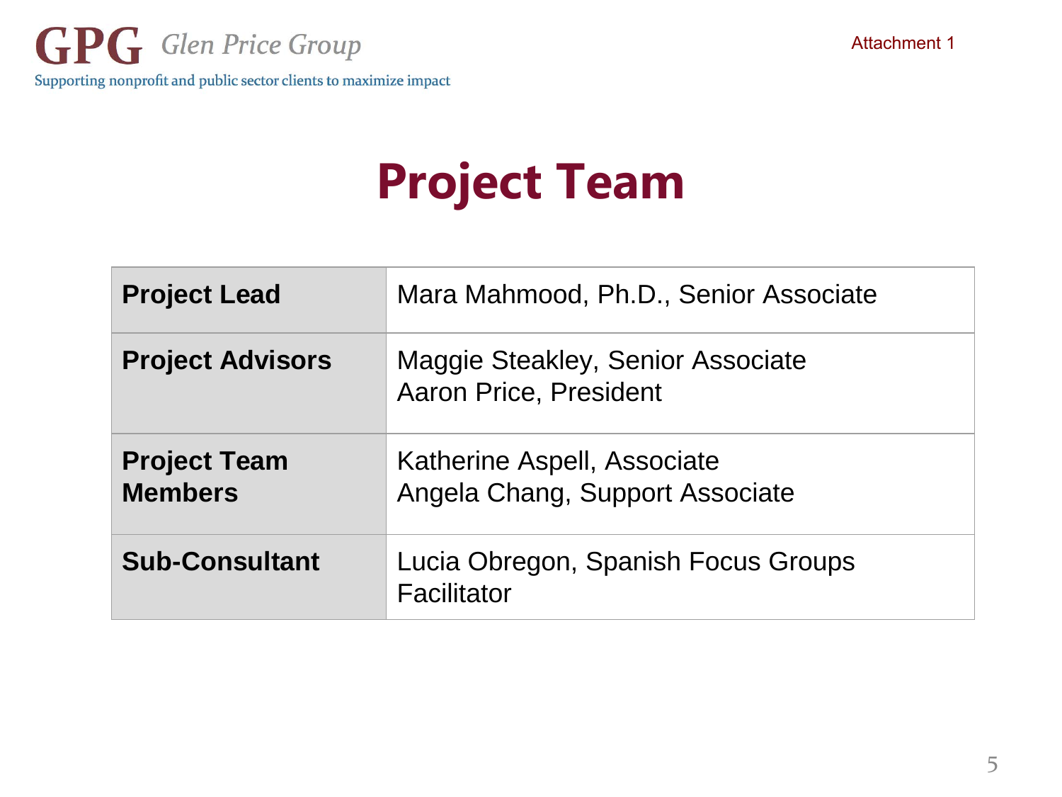GPG Glen Price Group

Supporting nonprofit and public sector clients to maximize impact

Attachment 1

# Project Team

| | |
|---|---|
| **Project Lead** | Mara Mahmood, Ph.D., Senior Associate |
| **Project Advisors** | Maggie Steakley, Senior Associate<br>Aaron Price, President |
| **Project Team Members** | Katherine Aspell, Associate<br>Angela Chang, Support Associate |
| **Sub-Consultant** | Lucia Obregon, Spanish Focus Groups Facilitator |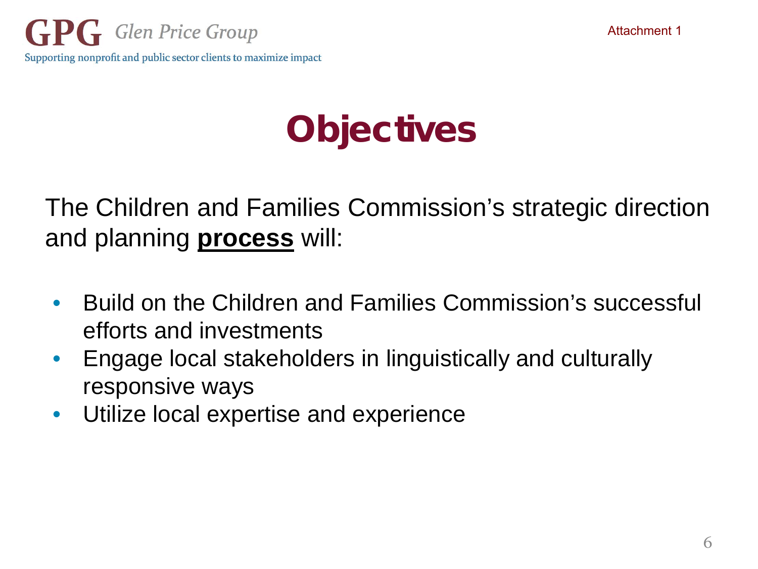GPG Glen Price Group

Supporting nonprofit and public sector clients to maximize impact

Attachment 1

# Objectives

The Children and Families Commission's strategic direction and planning **process** will:

- Build on the Children and Families Commission's successful efforts and investments
- Engage local stakeholders in linguistically and culturally responsive ways
- Utilize local expertise and experience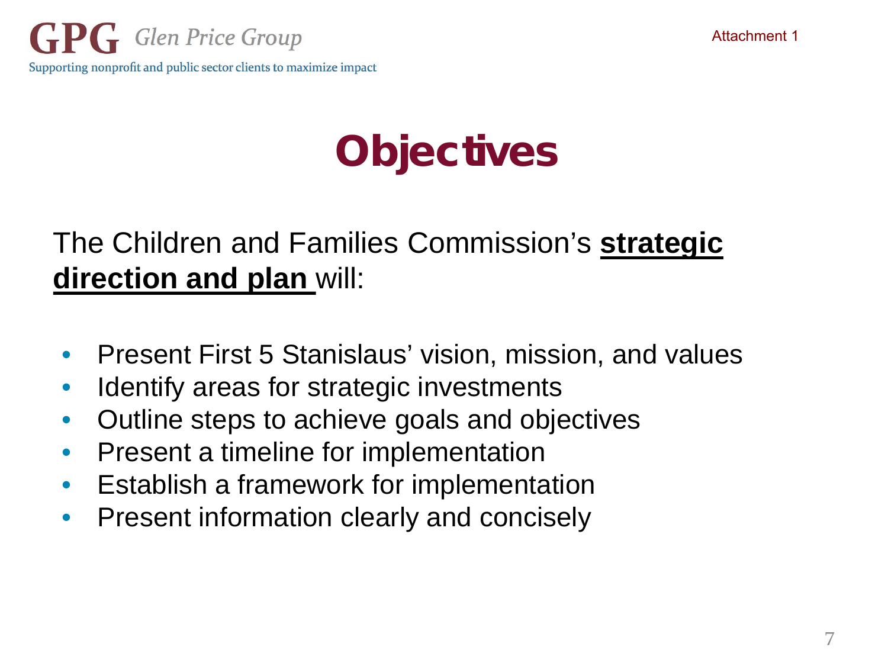# Objectives

The Children and Families Commission's **strategic direction and plan** will:

- Present First 5 Stanislaus' vision, mission, and values
- Identify areas for strategic investments
- Outline steps to achieve goals and objectives
- Present a timeline for implementation
- Establish a framework for implementation
- Present information clearly and concisely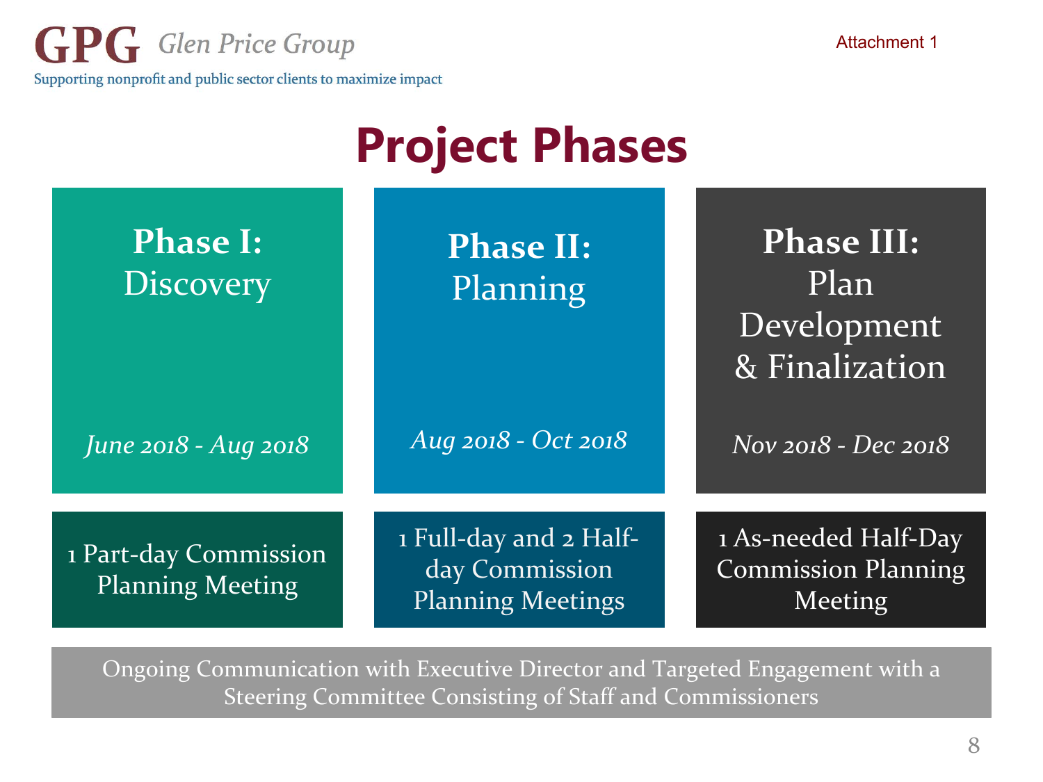GPG Glen Price Group

Supporting nonprofit and public sector clients to maximize impact

Attachment 1

# Project Phases

**Phase I:** Discovery

*June 2018 - Aug 2018*

1 Part-day Commission Planning Meeting

**Phase II:** Planning

*Aug 2018 - Oct 2018*

1 Full-day and 2 Half-day Commission Planning Meetings

**Phase III:** Plan Development & Finalization

*Nov 2018 - Dec 2018*

1 As-needed Half-Day Commission Planning Meeting

Ongoing Communication with Executive Director and Targeted Engagement with a Steering Committee Consisting of Staff and Commissioners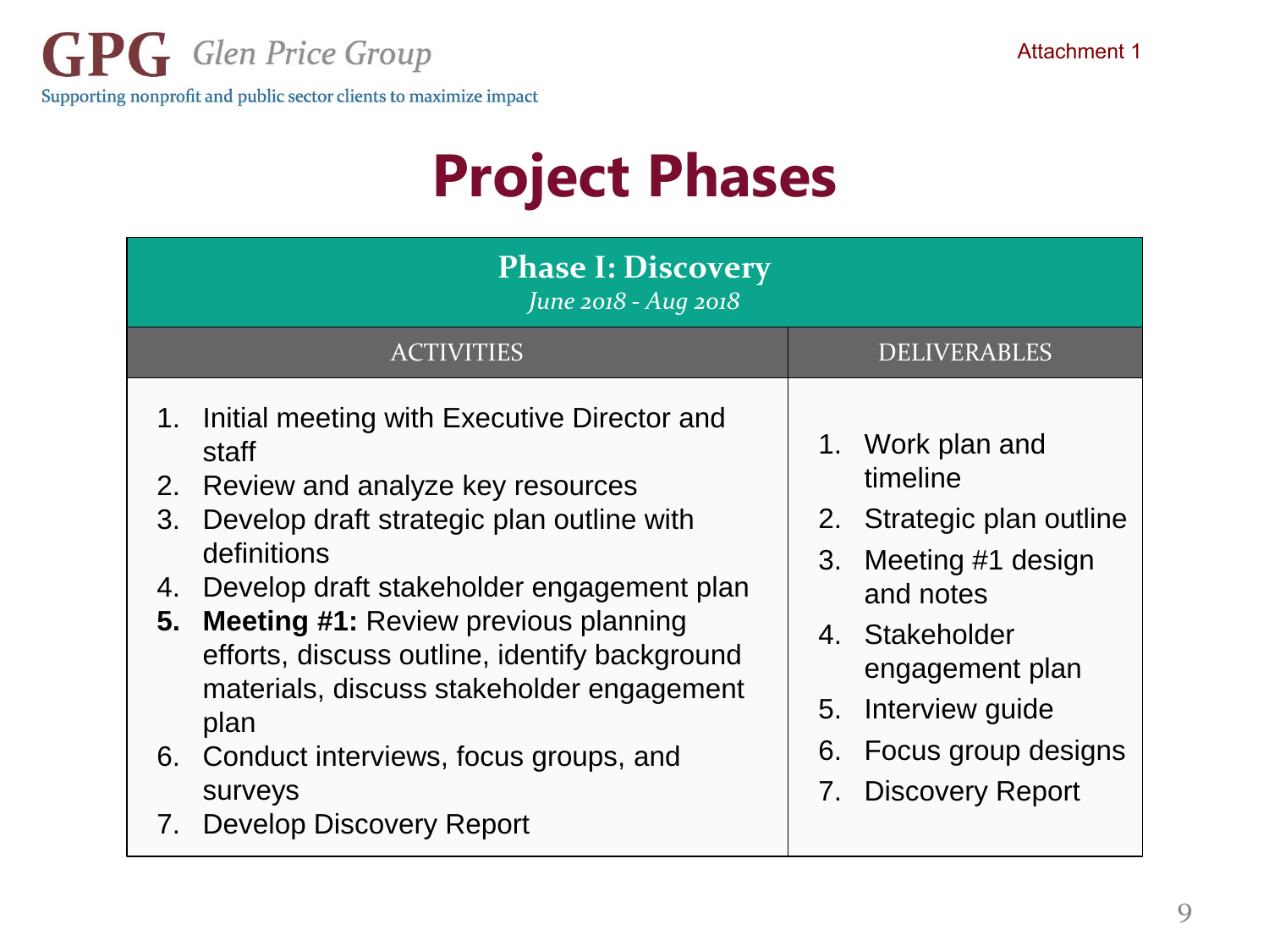GPG Glen Price Group

Supporting nonprofit and public sector clients to maximize impact

Attachment 1

# Project Phases

## Phase I: Discovery

*June 2018 - Aug 2018*

| ACTIVITIES | DELIVERABLES |
| --- | --- |
| 1. Initial meeting with Executive Director and staff<br>2. Review and analyze key resources<br>3. Develop draft strategic plan outline with definitions<br>4. Develop draft stakeholder engagement plan<br>**5. Meeting #1:** Review previous planning efforts, discuss outline, identify background materials, discuss stakeholder engagement plan<br>6. Conduct interviews, focus groups, and surveys<br>7. Develop Discovery Report | 1. Work plan and timeline<br>2. Strategic plan outline<br>3. Meeting #1 design and notes<br>4. Stakeholder engagement plan<br>5. Interview guide<br>6. Focus group designs<br>7. Discovery Report |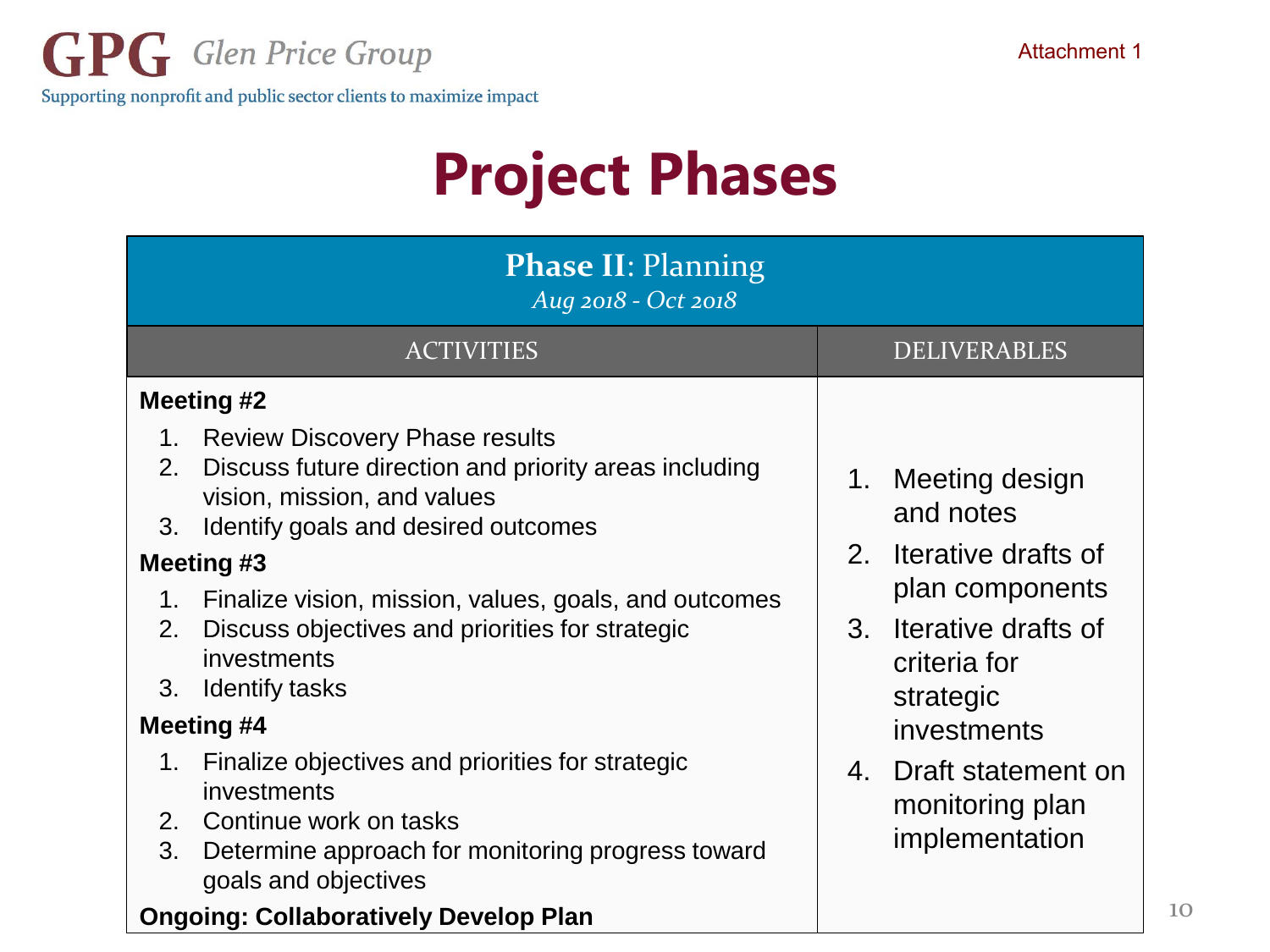GPG *Glen Price Group*

Supporting nonprofit and public sector clients to maximize impact

Attachment 1

# Project Phases

## Phase II: Planning

*Aug 2018 - Oct 2018*

| ACTIVITIES | DELIVERABLES |
|---|---|
| **Meeting #2**<br>1. Review Discovery Phase results<br>2. Discuss future direction and priority areas including vision, mission, and values<br>3. Identify goals and desired outcomes<br>**Meeting #3**<br>1. Finalize vision, mission, values, goals, and outcomes<br>2. Discuss objectives and priorities for strategic investments<br>3. Identify tasks<br>**Meeting #4**<br>1. Finalize objectives and priorities for strategic investments<br>2. Continue work on tasks<br>3. Determine approach for monitoring progress toward goals and objectives<br>**Ongoing: Collaboratively Develop Plan** | 1. Meeting design and notes<br>2. Iterative drafts of plan components<br>3. Iterative drafts of criteria for strategic investments<br>4. Draft statement on monitoring plan implementation |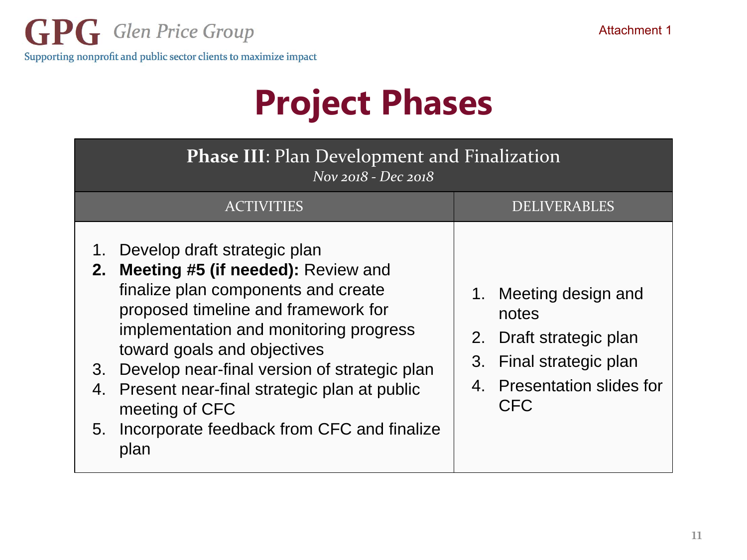GPG Glen Price Group

Supporting nonprofit and public sector clients to maximize impact

Attachment 1

# Project Phases

| **Phase III**: Plan Development and Finalization<br>*Nov 2018 - Dec 2018* | |
|---|---|
| ACTIVITIES | DELIVERABLES |
| 1. Develop draft strategic plan<br>**2. Meeting #5 (if needed):** Review and finalize plan components and create proposed timeline and framework for implementation and monitoring progress toward goals and objectives<br>3. Develop near-final version of strategic plan<br>4. Present near-final strategic plan at public meeting of CFC<br>5. Incorporate feedback from CFC and finalize plan | 1. Meeting design and notes<br>2. Draft strategic plan<br>3. Final strategic plan<br>4. Presentation slides for CFC |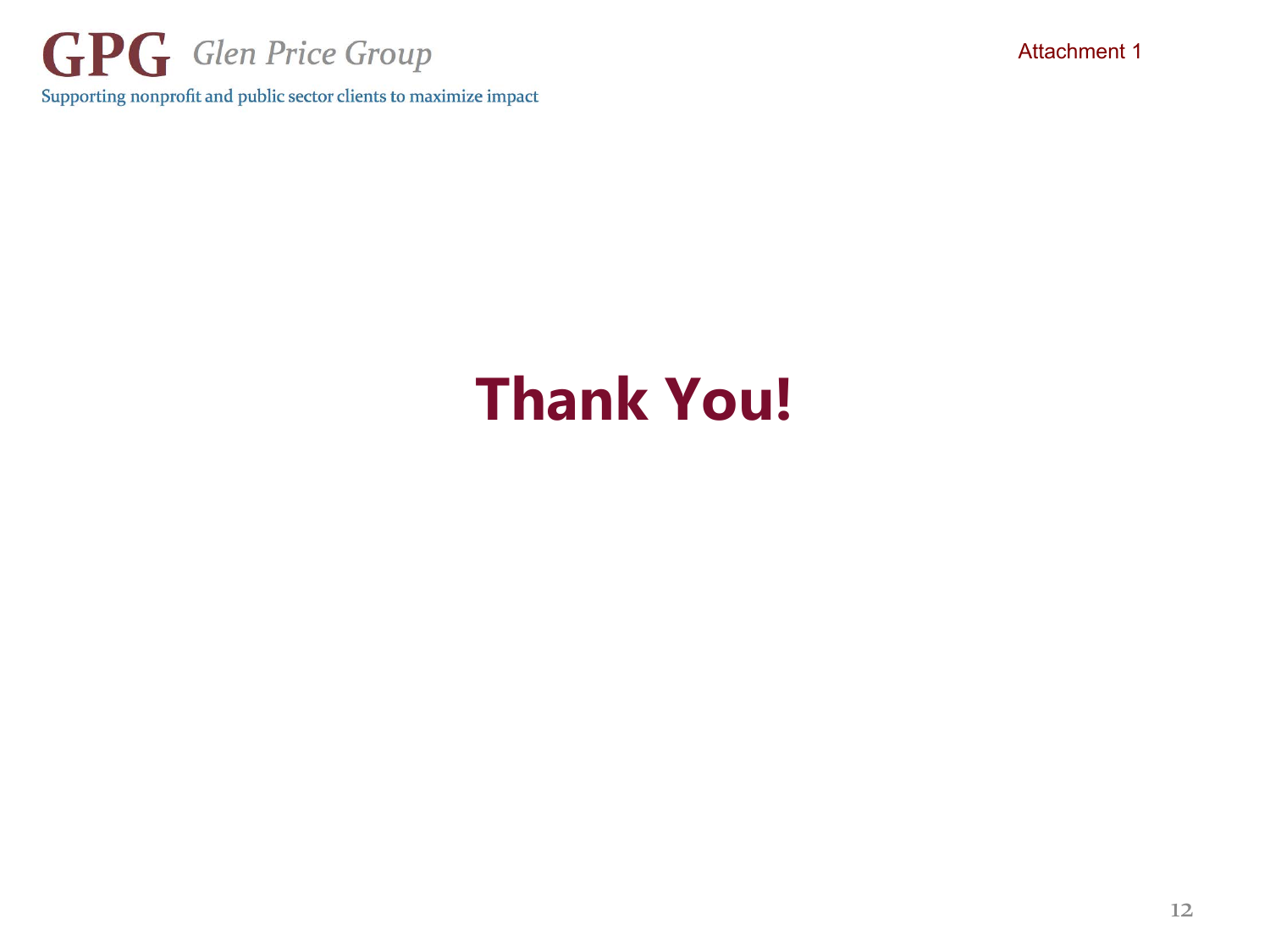GPG Glen Price Group

Supporting nonprofit and public sector clients to maximize impact

Attachment 1

# Thank You!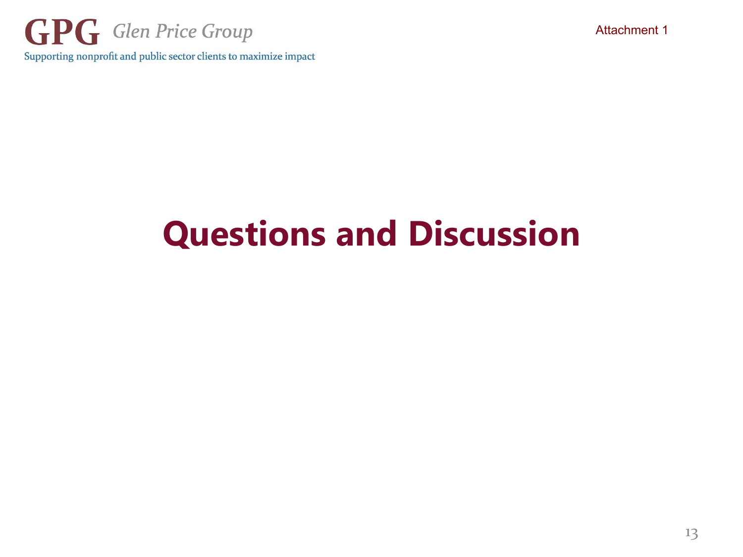# Questions and Discussion